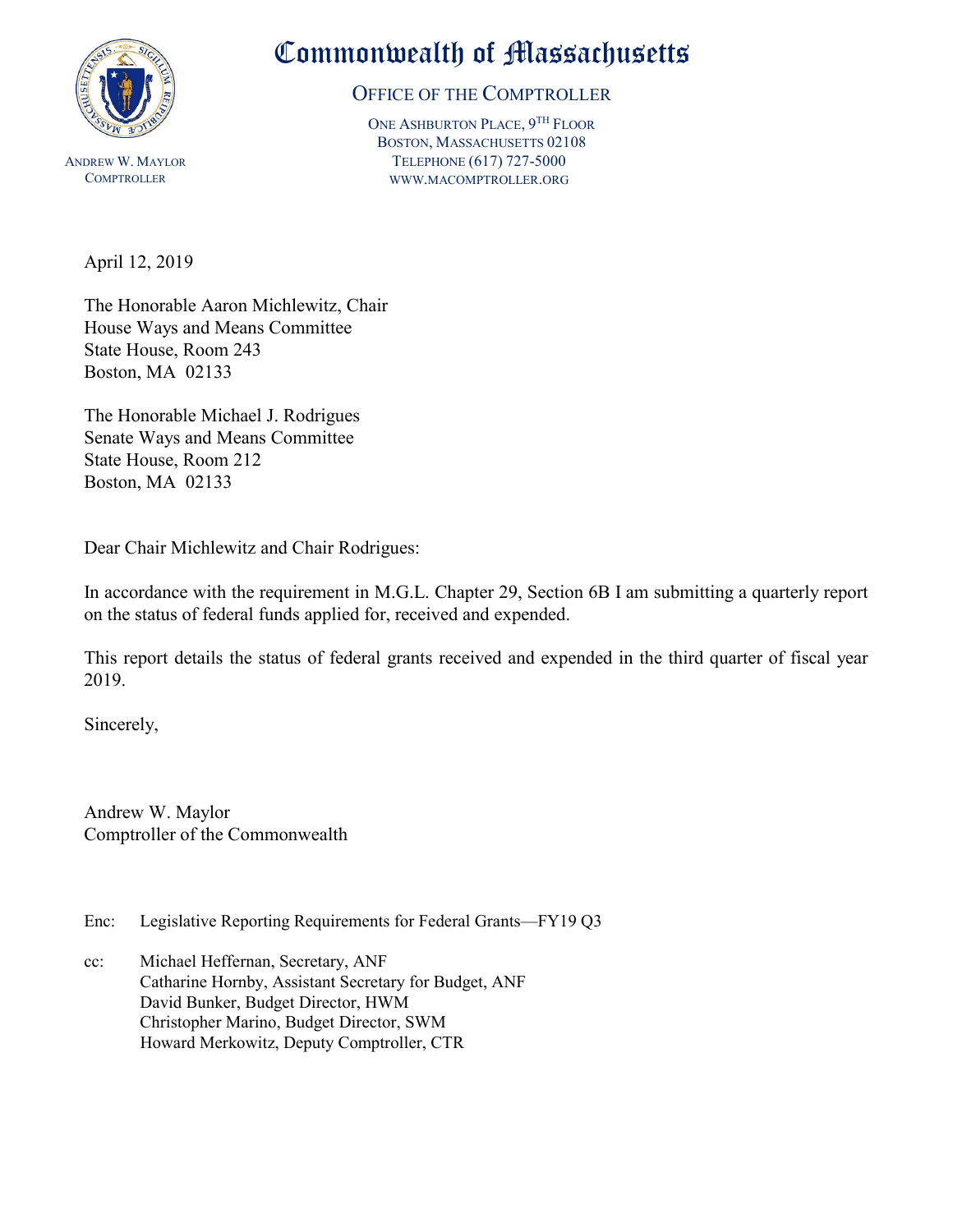# Commonwealth of Massachusetts

## OFFICE OF THE COMPTROLLER

ONE ASHBURTON PLACE, 9TH FLOOR
BOSTON, MASSACHUSETTS 02108
TELEPHONE (617) 727-5000
WWW.MACOMPTROLLER.ORG

ANDREW W. MAYLOR
COMPTROLLER

April 12, 2019

The Honorable Aaron Michlewitz, Chair
House Ways and Means Committee
State House, Room 243
Boston, MA 02133

The Honorable Michael J. Rodrigues
Senate Ways and Means Committee
State House, Room 212
Boston, MA 02133

Dear Chair Michlewitz and Chair Rodrigues:

In accordance with the requirement in M.G.L. Chapter 29, Section 6B I am submitting a quarterly report on the status of federal funds applied for, received and expended.

This report details the status of federal grants received and expended in the third quarter of fiscal year 2019.

Sincerely,

Andrew W. Maylor
Comptroller of the Commonwealth

Enc: Legislative Reporting Requirements for Federal Grants—FY19 Q3

cc: Michael Heffernan, Secretary, ANF
Catharine Hornby, Assistant Secretary for Budget, ANF
David Bunker, Budget Director, HWM
Christopher Marino, Budget Director, SWM
Howard Merkowitz, Deputy Comptroller, CTR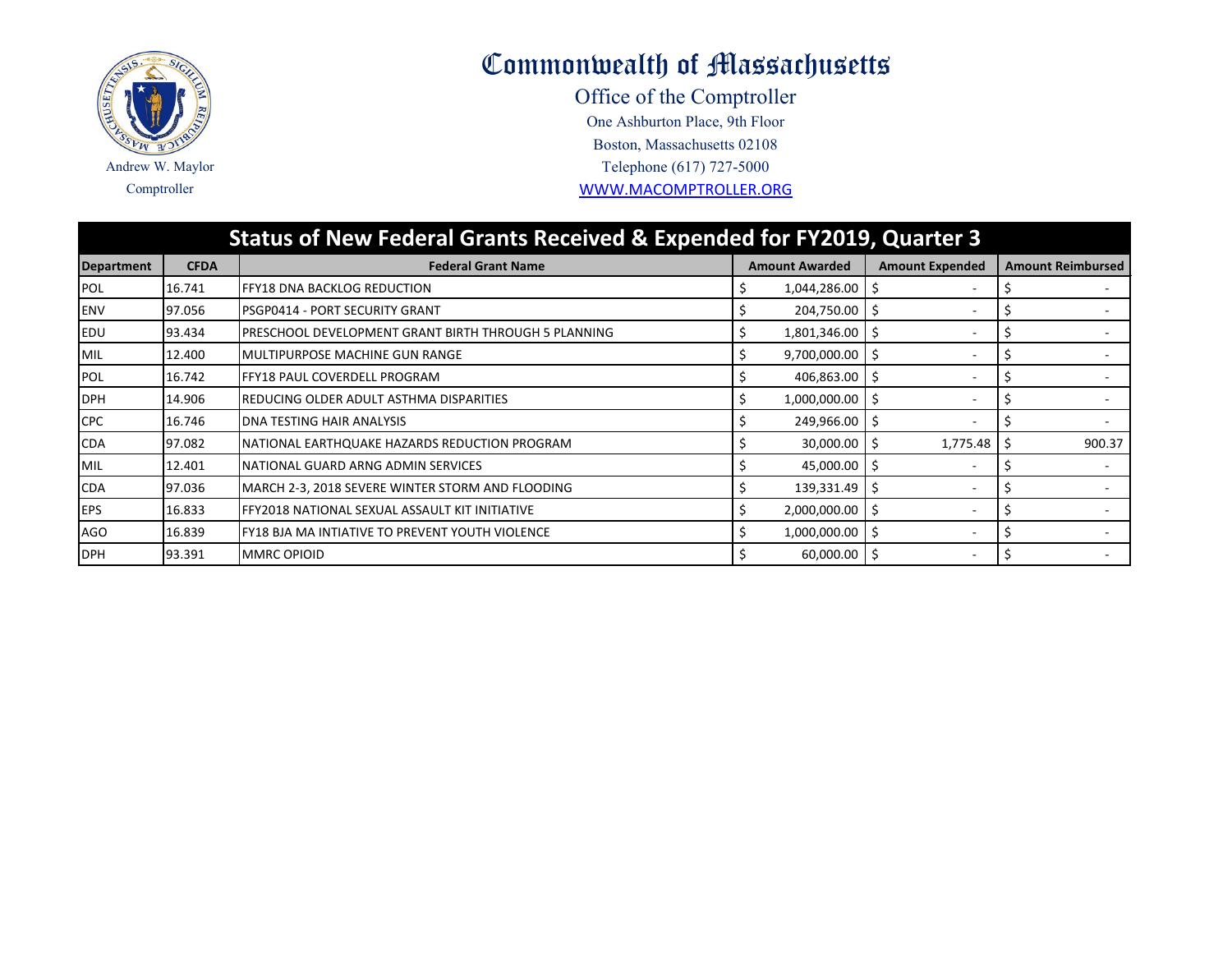# Commonwealth of Massachusetts

Office of the Comptroller

One Ashburton Place, 9th Floor

Boston, Massachusetts 02108

Telephone (617) 727-5000

WWW.MACOMPTROLLER.ORG

Andrew W. Maylor

Comptroller

## Status of New Federal Grants Received & Expended for FY2019, Quarter 3

| Department | CFDA | Federal Grant Name | Amount Awarded | Amount Expended | Amount Reimbursed |
|---|---|---|---|---|---|
| POL | 16.741 | FFY18 DNA BACKLOG REDUCTION | $ 1,044,286.00 | $ - | $ - |
| ENV | 97.056 | PSGP0414 - PORT SECURITY GRANT | $ 204,750.00 | $ - | $ - |
| EDU | 93.434 | PRESCHOOL DEVELOPMENT GRANT BIRTH THROUGH 5 PLANNING | $ 1,801,346.00 | $ - | $ - |
| MIL | 12.400 | MULTIPURPOSE MACHINE GUN RANGE | $ 9,700,000.00 | $ - | $ - |
| POL | 16.742 | FFY18 PAUL COVERDELL PROGRAM | $ 406,863.00 | $ - | $ - |
| DPH | 14.906 | REDUCING OLDER ADULT ASTHMA DISPARITIES | $ 1,000,000.00 | $ - | $ - |
| CPC | 16.746 | DNA TESTING HAIR ANALYSIS | $ 249,966.00 | $ - | $ - |
| CDA | 97.082 | NATIONAL EARTHQUAKE HAZARDS REDUCTION PROGRAM | $ 30,000.00 | $ 1,775.48 | $ 900.37 |
| MIL | 12.401 | NATIONAL GUARD ARNG ADMIN SERVICES | $ 45,000.00 | $ - | $ - |
| CDA | 97.036 | MARCH 2-3, 2018 SEVERE WINTER STORM AND FLOODING | $ 139,331.49 | $ - | $ - |
| EPS | 16.833 | FFY2018 NATIONAL SEXUAL ASSAULT KIT INITIATIVE | $ 2,000,000.00 | $ - | $ - |
| AGO | 16.839 | FY18 BJA MA INTIATIVE TO PREVENT YOUTH VIOLENCE | $ 1,000,000.00 | $ - | $ - |
| DPH | 93.391 | MMRC OPIOID | $ 60,000.00 | $ - | $ - |